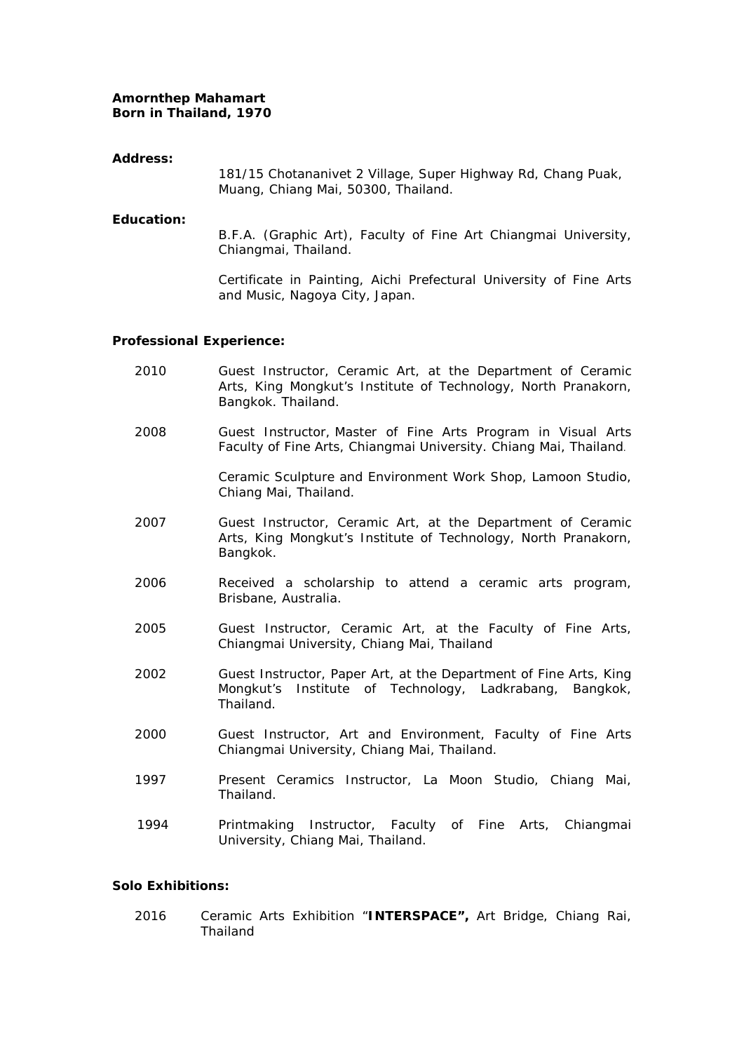**Amornthep Mahamart**
**Born in Thailand, 1970**

**Address:**

181/15 Chotananivet 2 Village, Super Highway Rd, Chang Puak, Muang, Chiang Mai, 50300, Thailand.

**Education:**

B.F.A. (Graphic Art), Faculty of Fine Art Chiangmai University, Chiangmai, Thailand.

Certificate in Painting, Aichi Prefectural University of Fine Arts and Music, Nagoya City, Japan.

**Professional Experience:**

2010 Guest Instructor, Ceramic Art, at the Department of Ceramic Arts, King Mongkut's Institute of Technology, North Pranakorn, Bangkok. Thailand.

2008 Guest Instructor, Master of Fine Arts Program in Visual Arts Faculty of Fine Arts, Chiangmai University. Chiang Mai, Thailand.

Ceramic Sculpture and Environment Work Shop, Lamoon Studio, Chiang Mai, Thailand.

2007 Guest Instructor, Ceramic Art, at the Department of Ceramic Arts, King Mongkut's Institute of Technology, North Pranakorn, Bangkok.

2006 Received a scholarship to attend a ceramic arts program, Brisbane, Australia.

2005 Guest Instructor, Ceramic Art, at the Faculty of Fine Arts, Chiangmai University, Chiang Mai, Thailand

2002 Guest Instructor, Paper Art, at the Department of Fine Arts, King Mongkut's Institute of Technology, Ladkrabang, Bangkok, Thailand.

2000 Guest Instructor, Art and Environment, Faculty of Fine Arts Chiangmai University, Chiang Mai, Thailand.

1997 Present Ceramics Instructor, La Moon Studio, Chiang Mai, Thailand.

1994 Printmaking Instructor, Faculty of Fine Arts, Chiangmai University, Chiang Mai, Thailand.

**Solo Exhibitions:**

2016 Ceramic Arts Exhibition "**INTERSPACE",** Art Bridge, Chiang Rai, Thailand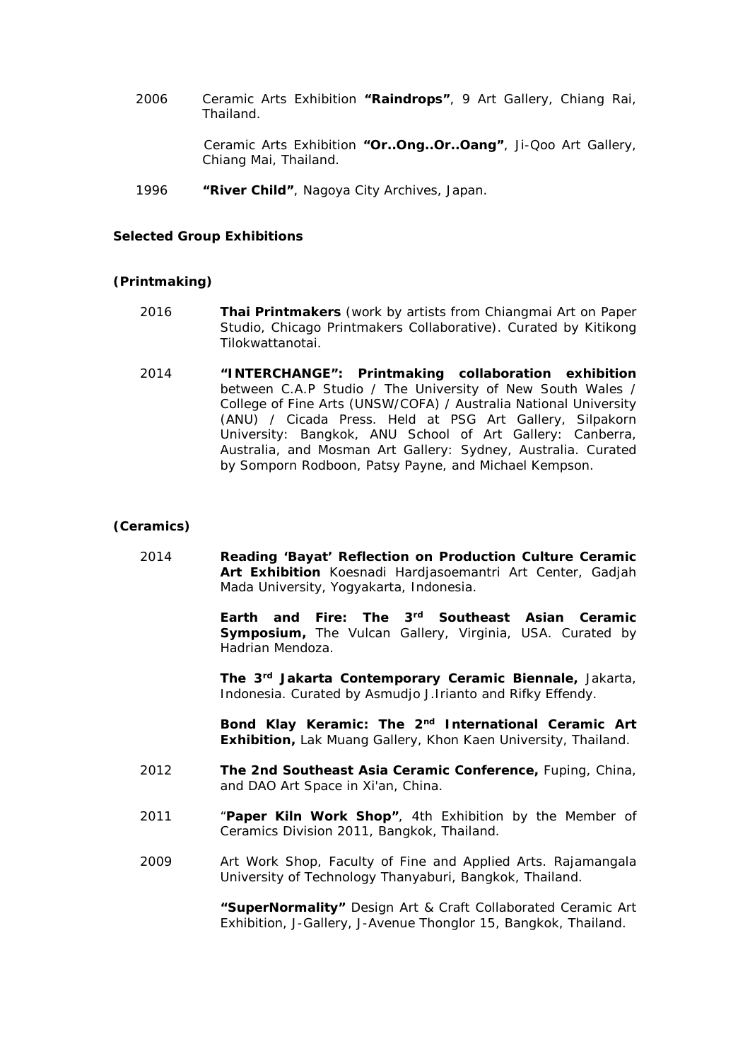2006 Ceramic Arts Exhibition **"Raindrops"**, 9 Art Gallery, Chiang Rai, Thailand.

Ceramic Arts Exhibition **"Or..Ong..Or..Oang"**, Ji-Qoo Art Gallery, Chiang Mai, Thailand.

1996 **"River Child"**, Nagoya City Archives, Japan.

**Selected Group Exhibitions**

**(Printmaking)**

2016 **Thai Printmakers** (work by artists from Chiangmai Art on Paper Studio, Chicago Printmakers Collaborative). Curated by Kitikong Tilokwattanotai.

2014 **"INTERCHANGE": Printmaking collaboration exhibition** between C.A.P Studio / The University of New South Wales / College of Fine Arts (UNSW/COFA) / Australia National University (ANU) / Cicada Press. Held at PSG Art Gallery, Silpakorn University: Bangkok, ANU School of Art Gallery: Canberra, Australia, and Mosman Art Gallery: Sydney, Australia. Curated by Somporn Rodboon, Patsy Payne, and Michael Kempson.

**(Ceramics)**

2014 **Reading 'Bayat' Reflection on Production Culture Ceramic Art Exhibition** Koesnadi Hardjasoemantri Art Center, Gadjah Mada University, Yogyakarta, Indonesia.

**Earth and Fire: The 3rd Southeast Asian Ceramic Symposium,** The Vulcan Gallery, Virginia, USA. Curated by Hadrian Mendoza.

**The 3rd Jakarta Contemporary Ceramic Biennale,** Jakarta, Indonesia. Curated by Asmudjo J.Irianto and Rifky Effendy.

**Bond Klay Keramic: The 2nd International Ceramic Art Exhibition,** Lak Muang Gallery, Khon Kaen University, Thailand.

2012 **The 2nd Southeast Asia Ceramic Conference,** Fuping, China, and DAO Art Space in Xi'an, China.

2011 "**Paper Kiln Work Shop"**, 4th Exhibition by the Member of Ceramics Division 2011, Bangkok, Thailand.

2009 Art Work Shop, Faculty of Fine and Applied Arts. Rajamangala University of Technology Thanyaburi, Bangkok, Thailand.

**"SuperNormality"** Design Art & Craft Collaborated Ceramic Art Exhibition, J-Gallery, J-Avenue Thonglor 15, Bangkok, Thailand.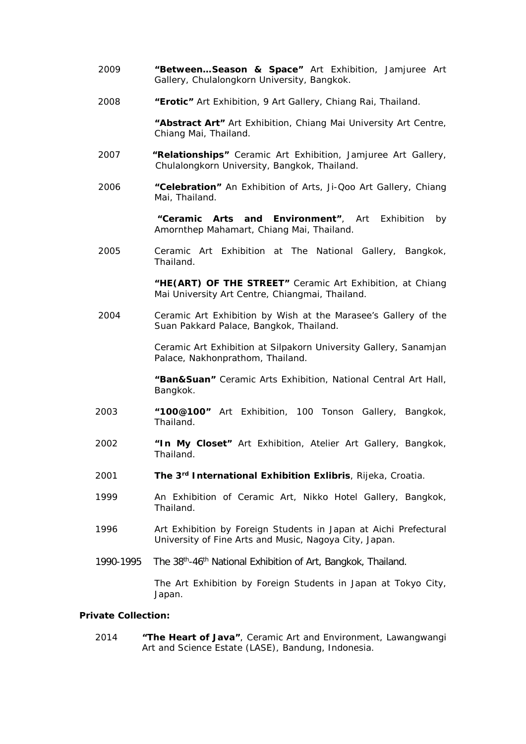2009 **"Between…Season & Space"** Art Exhibition, Jamjuree Art Gallery, Chulalongkorn University, Bangkok.

2008 **"Erotic"** Art Exhibition, 9 Art Gallery, Chiang Rai, Thailand.

**"Abstract Art"** Art Exhibition, Chiang Mai University Art Centre, Chiang Mai, Thailand.

2007 **"Relationships"** Ceramic Art Exhibition, Jamjuree Art Gallery, Chulalongkorn University, Bangkok, Thailand.

2006 **"Celebration"** An Exhibition of Arts, Ji-Qoo Art Gallery, Chiang Mai, Thailand.

**"Ceramic Arts and Environment"**, Art Exhibition by Amornthep Mahamart, Chiang Mai, Thailand.

2005 Ceramic Art Exhibition at The National Gallery, Bangkok, Thailand.

**"HE(ART) OF THE STREET"** Ceramic Art Exhibition, at Chiang Mai University Art Centre, Chiangmai, Thailand.

2004 Ceramic Art Exhibition by Wish at the Marasee's Gallery of the Suan Pakkard Palace, Bangkok, Thailand.

Ceramic Art Exhibition at Silpakorn University Gallery, Sanamjan Palace, Nakhonprathom, Thailand.

**"Ban&Suan"** Ceramic Arts Exhibition, National Central Art Hall, Bangkok.

2003 **"100@100"** Art Exhibition, 100 Tonson Gallery, Bangkok, Thailand.

2002 **"In My Closet"** Art Exhibition, Atelier Art Gallery, Bangkok, Thailand.

2001 **The 3rd International Exhibition Exlibris**, Rijeka, Croatia.

1999 An Exhibition of Ceramic Art, Nikko Hotel Gallery, Bangkok, Thailand.

1996 Art Exhibition by Foreign Students in Japan at Aichi Prefectural University of Fine Arts and Music, Nagoya City, Japan.

1990-1995 The 38th-46th National Exhibition of Art, Bangkok, Thailand.

The Art Exhibition by Foreign Students in Japan at Tokyo City, Japan.

**Private Collection:**

2014 **"The Heart of Java"**, Ceramic Art and Environment, Lawangwangi Art and Science Estate (LASE), Bandung, Indonesia.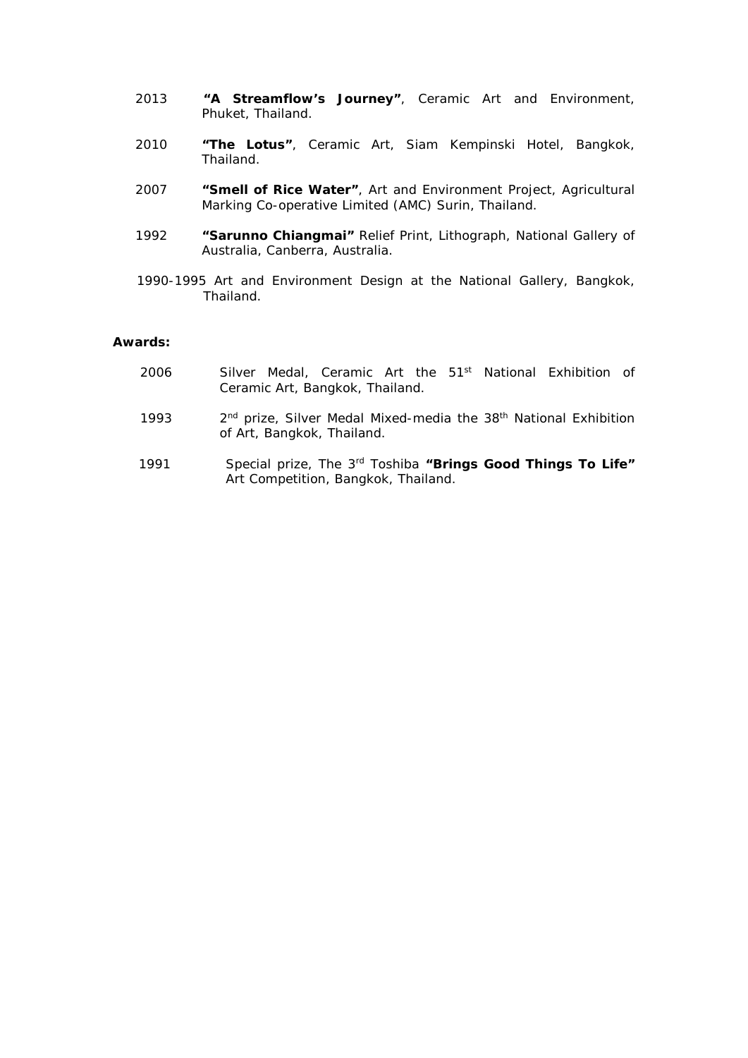2013 **"A Streamflow's Journey"**, Ceramic Art and Environment, Phuket, Thailand.

2010 **"The Lotus"**, Ceramic Art, Siam Kempinski Hotel, Bangkok, Thailand.

2007 **"Smell of Rice Water"**, Art and Environment Project, Agricultural Marking Co-operative Limited (AMC) Surin, Thailand.

1992 **"Sarunno Chiangmai"** Relief Print, Lithograph, National Gallery of Australia, Canberra, Australia.

1990-1995 Art and Environment Design at the National Gallery, Bangkok, Thailand.

**Awards:**

2006 Silver Medal, Ceramic Art the 51st National Exhibition of Ceramic Art, Bangkok, Thailand.

1993 2nd prize, Silver Medal Mixed-media the 38th National Exhibition of Art, Bangkok, Thailand.

1991 Special prize, The 3rd Toshiba **"Brings Good Things To Life"** Art Competition, Bangkok, Thailand.